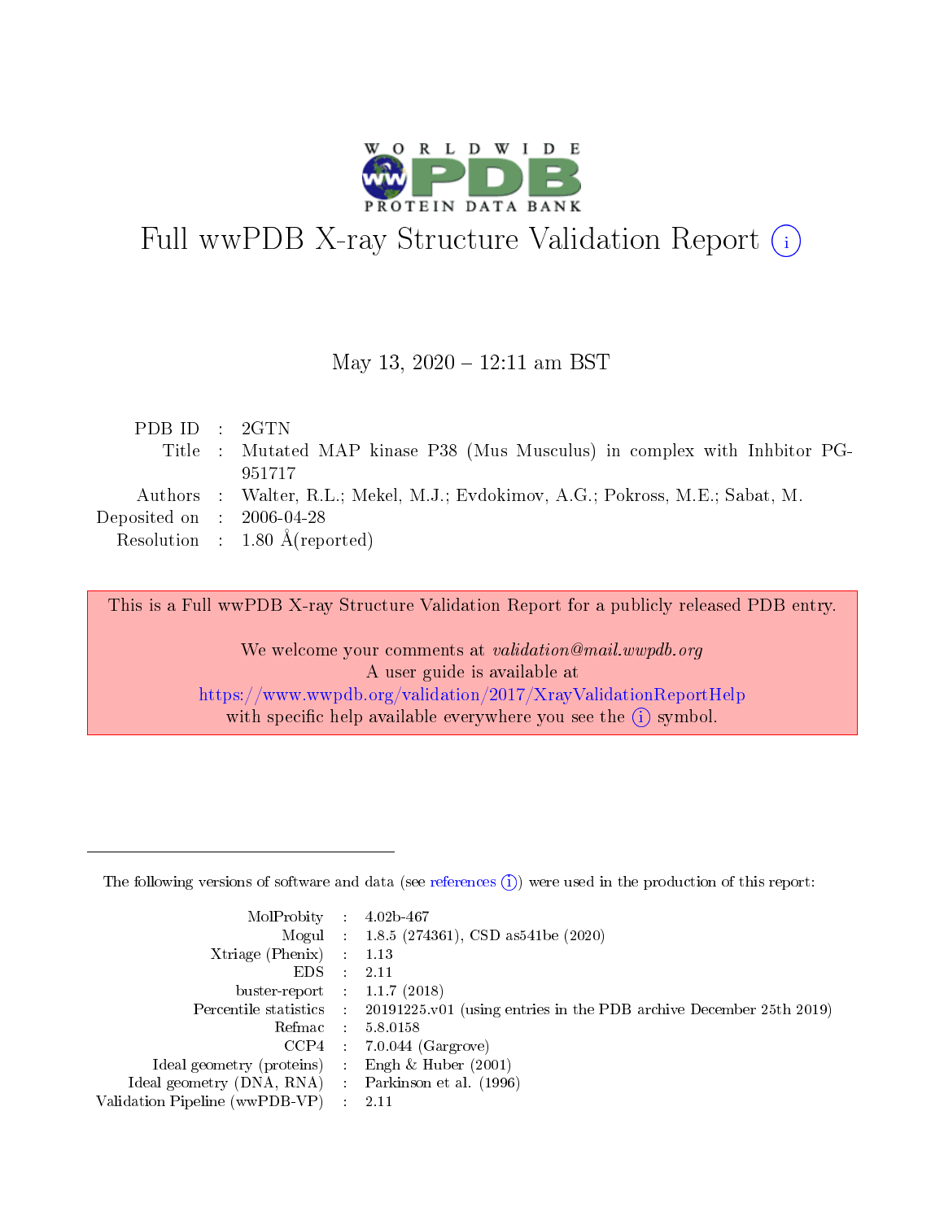# Full wwPDB X-ray Structure Validation Report (i)

May 13, 2020 – 12:11 am BST

| | | |
|---|---|---|
| PDB ID | : | 2GTN |
| Title | : | Mutated MAP kinase P38 (Mus Musculus) in complex with Inhbitor PG-951717 |
| Authors | : | Walter, R.L.; Mekel, M.J.; Evdokimov, A.G.; Pokross, M.E.; Sabat, M. |
| Deposited on | : | 2006-04-28 |
| Resolution | : | 1.80 Å(reported) |

This is a Full wwPDB X-ray Structure Validation Report for a publicly released PDB entry.

We welcome your comments at *validation@mail.wwpdb.org*
A user guide is available at
https://www.wwpdb.org/validation/2017/XrayValidationReportHelp
with specific help available everywhere you see the (i) symbol.

---

The following versions of software and data (see references (i)) were used in the production of this report:

| | | |
|---|---|---|
| MolProbity | : | 4.02b-467 |
| Mogul | : | 1.8.5 (274361), CSD as541be (2020) |
| Xtriage (Phenix) | : | 1.13 |
| EDS | : | 2.11 |
| buster-report | : | 1.1.7 (2018) |
| Percentile statistics | : | 20191225.v01 (using entries in the PDB archive December 25th 2019) |
| Refmac | : | 5.8.0158 |
| CCP4 | : | 7.0.044 (Gargrove) |
| Ideal geometry (proteins) | : | Engh & Huber (2001) |
| Ideal geometry (DNA, RNA) | : | Parkinson et al. (1996) |
| Validation Pipeline (wwPDB-VP) | : | 2.11 |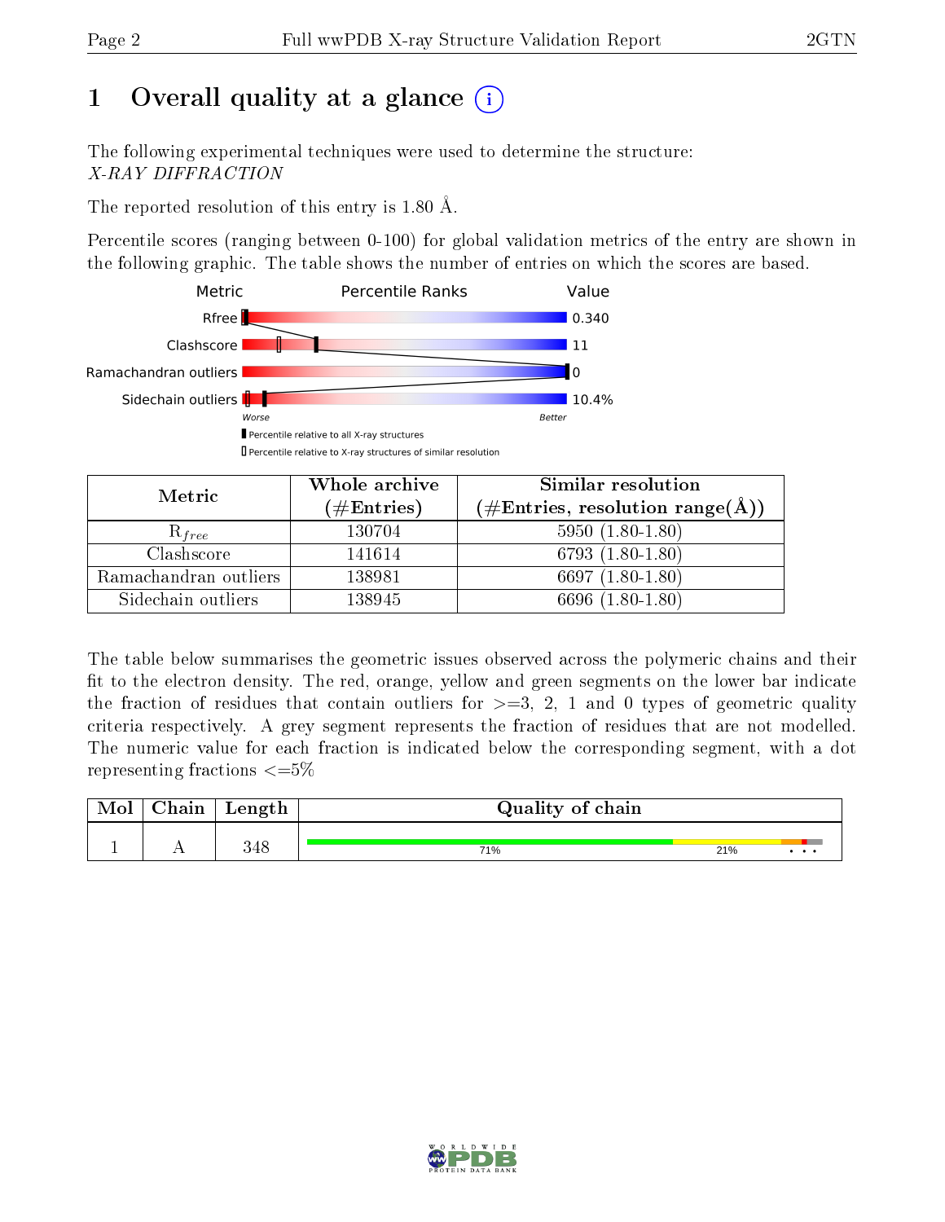# 1 Overall quality at a glance (i)

The following experimental techniques were used to determine the structure:
*X-RAY DIFFRACTION*

The reported resolution of this entry is 1.80 Å.

Percentile scores (ranging between 0-100) for global validation metrics of the entry are shown in the following graphic. The table shows the number of entries on which the scores are based.

| Metric | Value |
|---|---|
| Rfree | 0.340 |
| Clashscore | 11 |
| Ramachandran outliers | 0 |
| Sidechain outliers | 10.4% |

Worse — Better

▮ Percentile relative to all X-ray structures
▯ Percentile relative to X-ray structures of similar resolution

| Metric | Whole archive (#Entries) | Similar resolution (#Entries, resolution range(Å)) |
|---|---|---|
| $R_{free}$ | 130704 | 5950 (1.80-1.80) |
| Clashscore | 141614 | 6793 (1.80-1.80) |
| Ramachandran outliers | 138981 | 6697 (1.80-1.80) |
| Sidechain outliers | 138945 | 6696 (1.80-1.80) |

The table below summarises the geometric issues observed across the polymeric chains and their fit to the electron density. The red, orange, yellow and green segments on the lower bar indicate the fraction of residues that contain outliers for >=3, 2, 1 and 0 types of geometric quality criteria respectively. A grey segment represents the fraction of residues that are not modelled. The numeric value for each fraction is indicated below the corresponding segment, with a dot representing fractions <=5%

| Mol | Chain | Length | Quality of chain |
|---|---|---|---|
| 1 | A | 348 | 71% 21% • • • |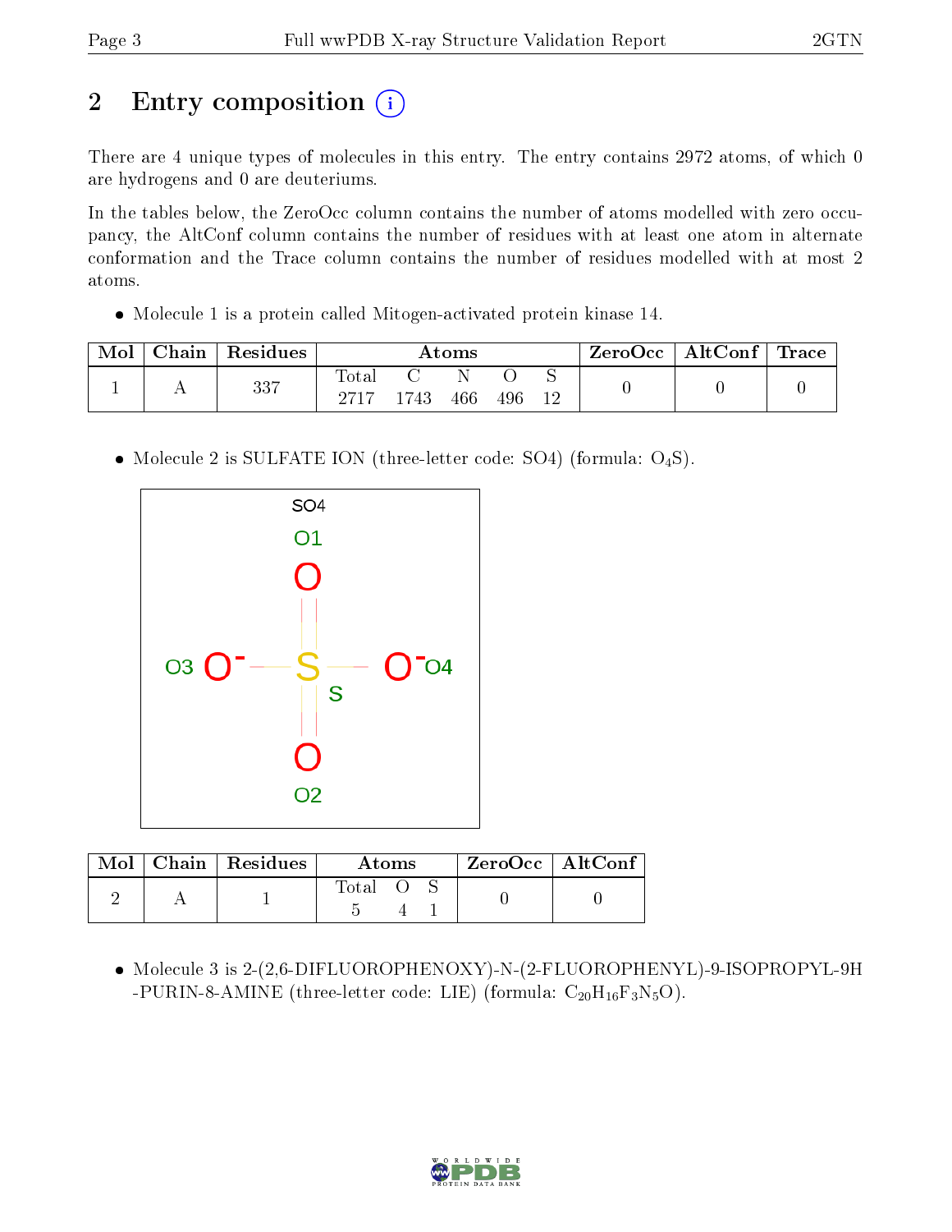# 2 Entry composition (i)

There are 4 unique types of molecules in this entry. The entry contains 2972 atoms, of which 0 are hydrogens and 0 are deuteriums.

In the tables below, the ZeroOcc column contains the number of atoms modelled with zero occupancy, the AltConf column contains the number of residues with at least one atom in alternate conformation and the Trace column contains the number of residues modelled with at most 2 atoms.

- Molecule 1 is a protein called Mitogen-activated protein kinase 14.

| Mol | Chain | Residues | Atoms | | | | | ZeroOcc | AltConf | Trace |
|---|---|---|---|---|---|---|---|---|---|---|
| | | | Total | C | N | O | S | | | |
| 1 | A | 337 | 2717 | 1743 | 466 | 496 | 12 | 0 | 0 | 0 |

- Molecule 2 is SULFATE ION (three-letter code: SO4) (formula: $O_4S$).

| Mol | Chain | Residues | Atoms | | | ZeroOcc | AltConf |
|---|---|---|---|---|---|---|---|
| | | | Total | O | S | | |
| 2 | A | 1 | 5 | 4 | 1 | 0 | 0 |

- Molecule 3 is 2-(2,6-DIFLUOROPHENOXY)-N-(2-FLUOROPHENYL)-9-ISOPROPYL-9H-PURIN-8-AMINE (three-letter code: LIE) (formula: $C_{20}H_{16}F_3N_5O$).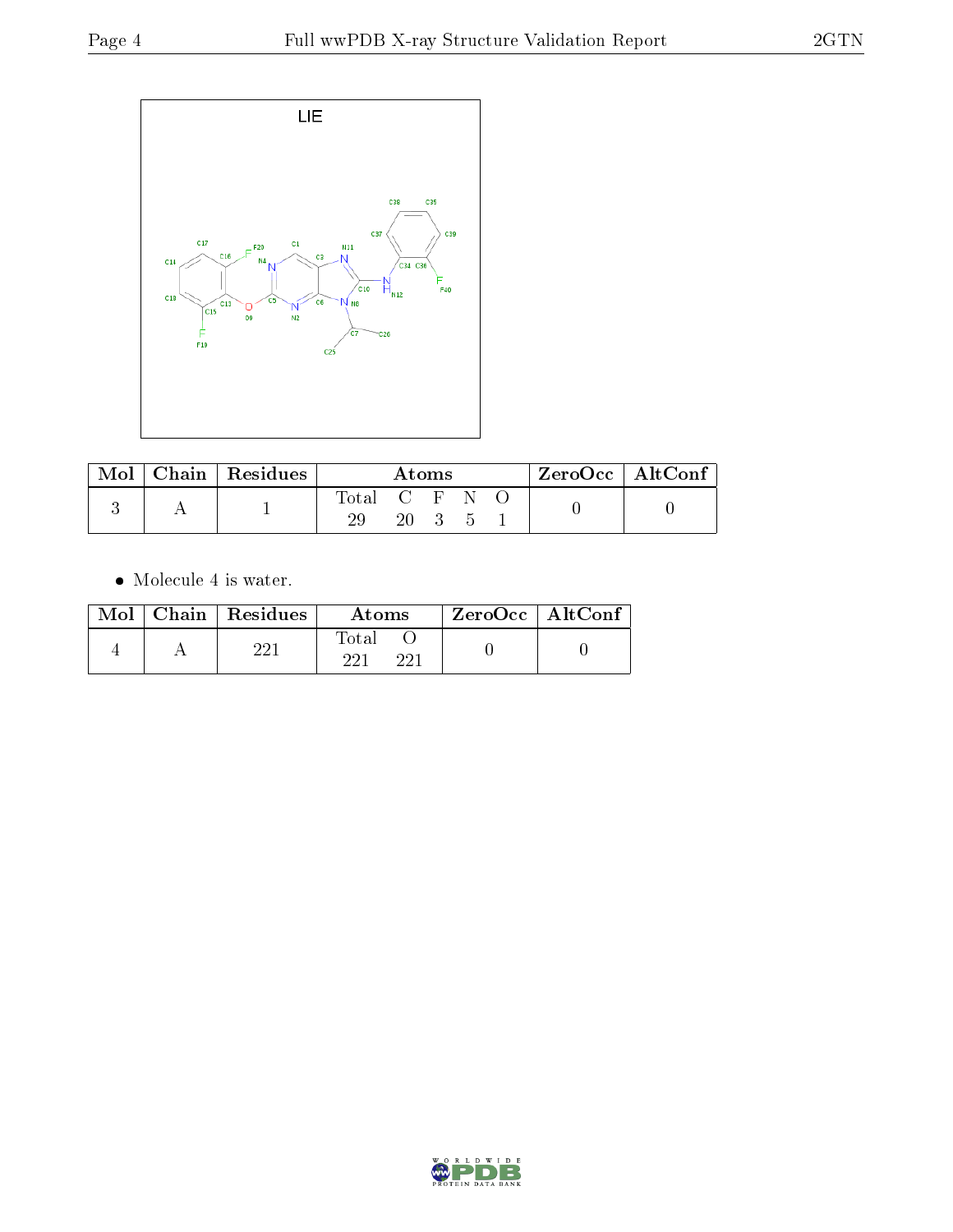| Mol | Chain | Residues | Atoms | | | | | ZeroOcc | AltConf |
|---|---|---|---|---|---|---|---|---|---|
| | | | Total | C | F | N | O | | |
| 3 | A | 1 | 29 | 20 | 3 | 5 | 1 | 0 | 0 |

- Molecule 4 is water.

| Mol | Chain | Residues | Atoms | | ZeroOcc | AltConf |
|---|---|---|---|---|---|---|
| | | | Total | O | | |
| 4 | A | 221 | 221 | 221 | 0 | 0 |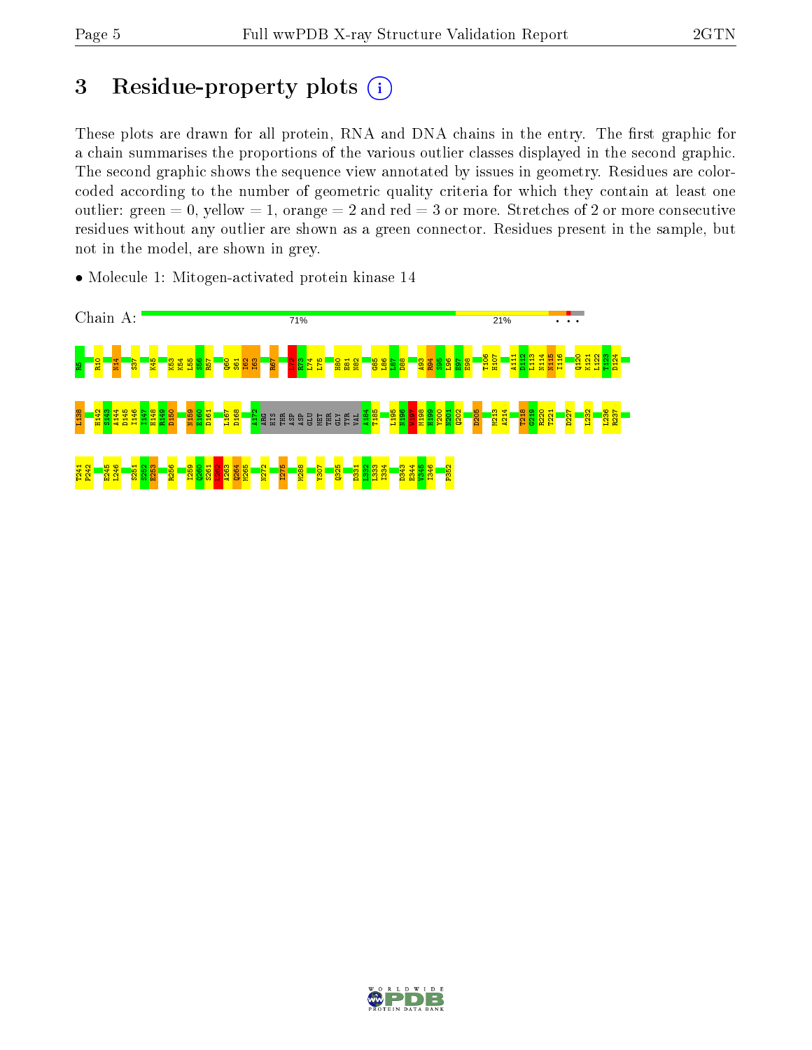## 3 Residue-property plots

These plots are drawn for all protein, RNA and DNA chains in the entry. The first graphic for a chain summarises the proportions of the various outlier classes displayed in the second graphic. The second graphic shows the sequence view annotated by issues in geometry. Residues are color-coded according to the number of geometric quality criteria for which they contain at least one outlier: green = 0, yellow = 1, orange = 2 and red = 3 or more. Stretches of 2 or more consecutive residues without any outlier are shown as a green connector. Residues present in the sample, but not in the model, are shown in grey.

- Molecule 1: Mitogen-activated protein kinase 14

Chain A: 71% 21% • • •

R5 R10 N14 S37 K45 K53 K54 L55 S56 R57 Q60 S61 I62 I63 R67 L72 R73 L74 L75 H80 E81 N82 G85 L86 L87 D88 A93 R94 S95 L96 E97 E98 T106 H107 A111 D112 L113 N114 N115 I116 Q120 K121 L122 T123 D124

L138 H142 S143 A144 D145 I146 I147 H148 R149 D150 N159 E160 D161 L167 D168 A172 ARG HIS THR ASP ASP GLU MET THR GLY TYR VAL A184 T185 L195 N196 W197 M198 H199 Y200 N201 Q202 D205 M213 A214 T218 G219 R220 T221 D227 L232 L236 R237

T241 P242 E245 L246 S251 S252 E253 R256 I259 Q260 S261 C262 A263 Q264 M265 N272 I275 M288 Y307 Q325 D331 L332 L333 I334 D343 E344 V345 I346 P352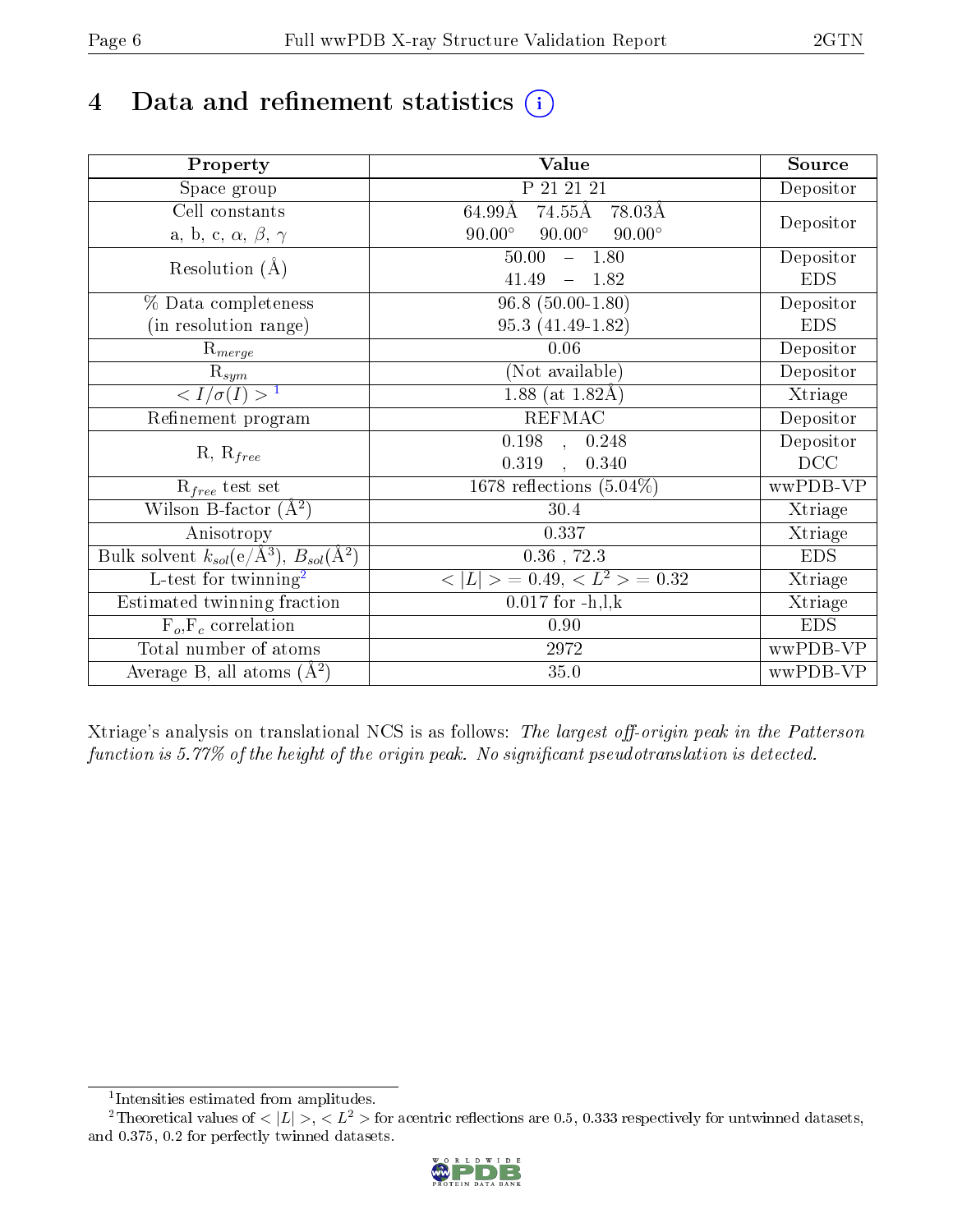# 4 Data and refinement statistics (i)

| Property | Value | Source |
|---|---|---|
| Space group | P 21 21 21 | Depositor |
| Cell constants<br>a, b, c, $\alpha$, $\beta$, $\gamma$ | 64.99Å 74.55Å 78.03Å<br>90.00° 90.00° 90.00° | Depositor |
| Resolution (Å) | 50.00 – 1.80<br>41.49 – 1.82 | Depositor<br>EDS |
| % Data completeness<br>(in resolution range) | 96.8 (50.00-1.80)<br>95.3 (41.49-1.82) | Depositor<br>EDS |
| $R_{merge}$ | 0.06 | Depositor |
| $R_{sym}$ | (Not available) | Depositor |
| $< I/\sigma(I) >$ [1] | 1.88 (at 1.82Å) | Xtriage |
| Refinement program | REFMAC | Depositor |
| R, $R_{free}$ | 0.198 , 0.248<br>0.319 , 0.340 | Depositor<br>DCC |
| $R_{free}$ test set | 1678 reflections (5.04%) | wwPDB-VP |
| Wilson B-factor (Å$^2$) | 30.4 | Xtriage |
| Anisotropy | 0.337 | Xtriage |
| Bulk solvent $k_{sol}$(e/Å$^3$), $B_{sol}$(Å$^2$) | 0.36 , 72.3 | EDS |
| L-test for twinning[2] | $< \lvert L \rvert > = 0.49$, $< L^2 > = 0.32$ | Xtriage |
| Estimated twinning fraction | 0.017 for -h,l,k | Xtriage |
| $F_o$,$F_c$ correlation | 0.90 | EDS |
| Total number of atoms | 2972 | wwPDB-VP |
| Average B, all atoms (Å$^2$) | 35.0 | wwPDB-VP |

Xtriage's analysis on translational NCS is as follows: *The largest off-origin peak in the Patterson function is 5.77% of the height of the origin peak. No significant pseudotranslation is detected.*

---

[1] Intensities estimated from amplitudes.

[2] Theoretical values of $< \lvert L \rvert >$, $< L^2 >$ for acentric reflections are 0.5, 0.333 respectively for untwinned datasets, and 0.375, 0.2 for perfectly twinned datasets.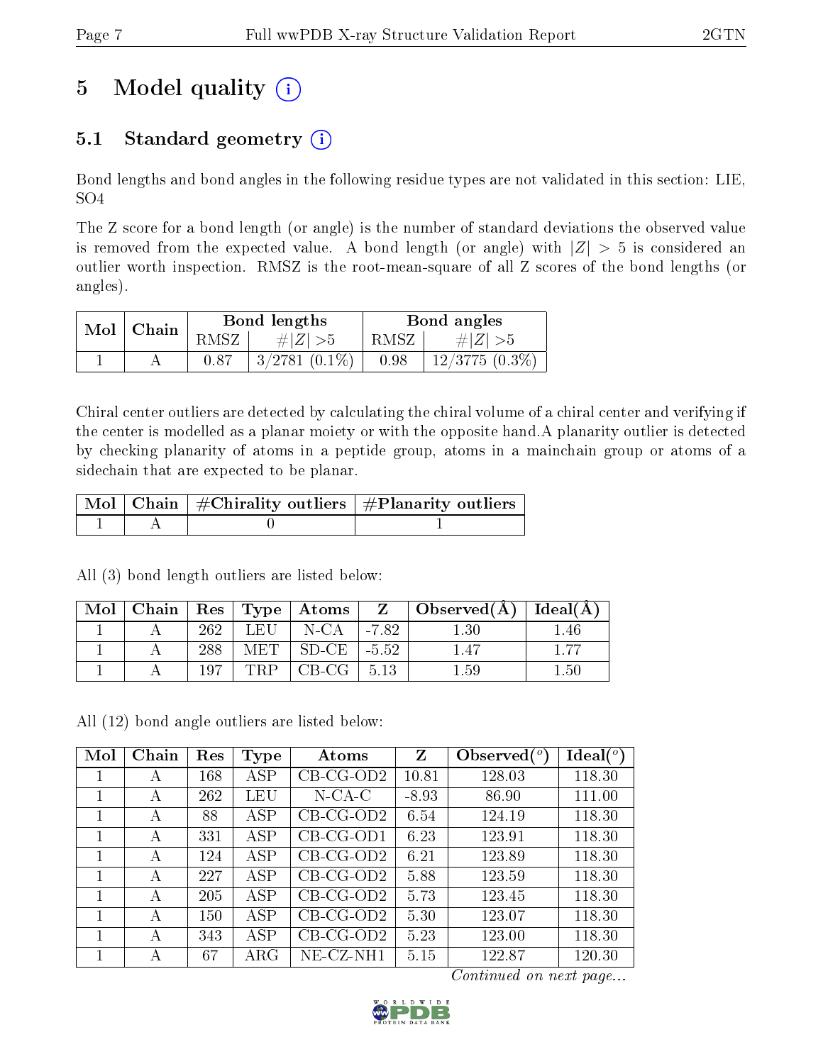# 5 Model quality

## 5.1 Standard geometry

Bond lengths and bond angles in the following residue types are not validated in this section: LIE, SO4

The Z score for a bond length (or angle) is the number of standard deviations the observed value is removed from the expected value. A bond length (or angle) with $|Z| > 5$ is considered an outlier worth inspection. RMSZ is the root-mean-square of all Z scores of the bond lengths (or angles).

| Mol | Chain | Bond lengths | | Bond angles | |
|---|---|---|---|---|---|
| | | RMSZ | $\#\|Z\| > 5$ | RMSZ | $\#\|Z\| > 5$ |
| 1 | A | 0.87 | 3/2781 (0.1%) | 0.98 | 12/3775 (0.3%) |

Chiral center outliers are detected by calculating the chiral volume of a chiral center and verifying if the center is modelled as a planar moiety or with the opposite hand.A planarity outlier is detected by checking planarity of atoms in a peptide group, atoms in a mainchain group or atoms of a sidechain that are expected to be planar.

| Mol | Chain | #Chirality outliers | #Planarity outliers |
|---|---|---|---|
| 1 | A | 0 | 1 |

All (3) bond length outliers are listed below:

| Mol | Chain | Res | Type | Atoms | Z | Observed(Å) | Ideal(Å) |
|---|---|---|---|---|---|---|---|
| 1 | A | 262 | LEU | N-CA | -7.82 | 1.30 | 1.46 |
| 1 | A | 288 | MET | SD-CE | -5.52 | 1.47 | 1.77 |
| 1 | A | 197 | TRP | CB-CG | 5.13 | 1.59 | 1.50 |

All (12) bond angle outliers are listed below:

| Mol | Chain | Res | Type | Atoms | Z | Observed(°) | Ideal(°) |
|---|---|---|---|---|---|---|---|
| 1 | A | 168 | ASP | CB-CG-OD2 | 10.81 | 128.03 | 118.30 |
| 1 | A | 262 | LEU | N-CA-C | -8.93 | 86.90 | 111.00 |
| 1 | A | 88 | ASP | CB-CG-OD2 | 6.54 | 124.19 | 118.30 |
| 1 | A | 331 | ASP | CB-CG-OD1 | 6.23 | 123.91 | 118.30 |
| 1 | A | 124 | ASP | CB-CG-OD2 | 6.21 | 123.89 | 118.30 |
| 1 | A | 227 | ASP | CB-CG-OD2 | 5.88 | 123.59 | 118.30 |
| 1 | A | 205 | ASP | CB-CG-OD2 | 5.73 | 123.45 | 118.30 |
| 1 | A | 150 | ASP | CB-CG-OD2 | 5.30 | 123.07 | 118.30 |
| 1 | A | 343 | ASP | CB-CG-OD2 | 5.23 | 123.00 | 118.30 |
| 1 | A | 67 | ARG | NE-CZ-NH1 | 5.15 | 122.87 | 120.30 |

*Continued on next page...*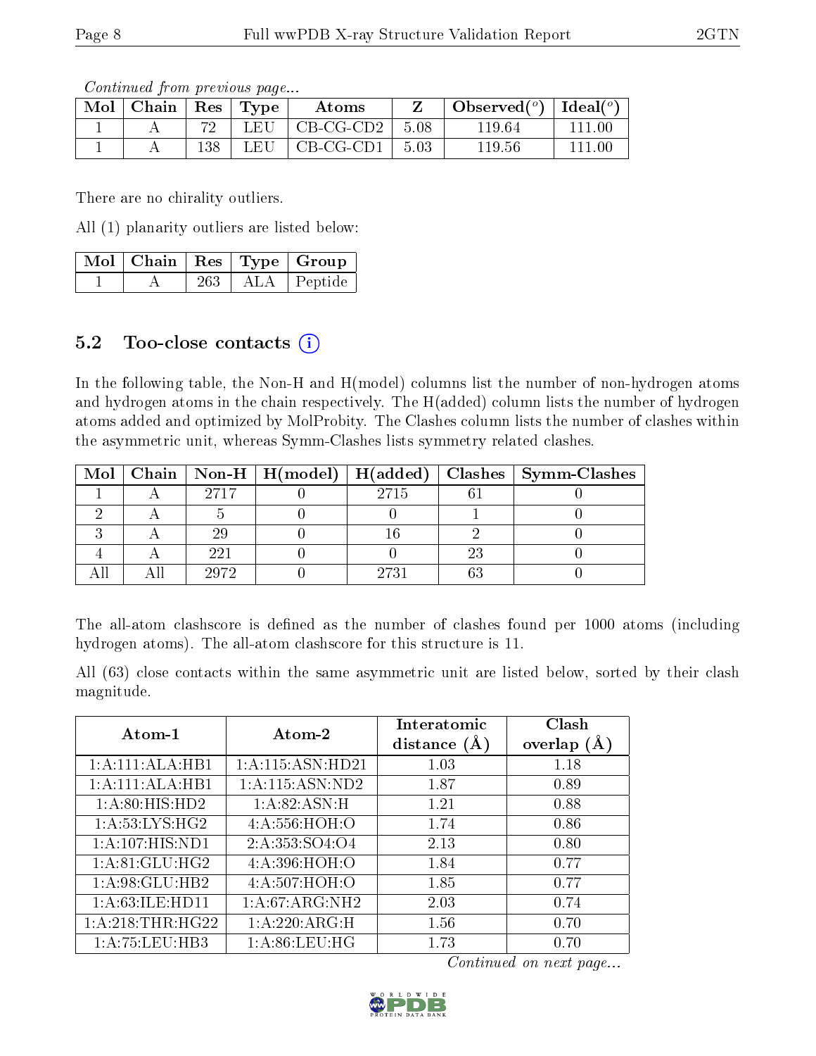*Continued from previous page...*

| Mol | Chain | Res | Type | Atoms | Z | Observed(°) | Ideal(°) |
|---|---|---|---|---|---|---|---|
| 1 | A | 72 | LEU | CB-CG-CD2 | 5.08 | 119.64 | 111.00 |
| 1 | A | 138 | LEU | CB-CG-CD1 | 5.03 | 119.56 | 111.00 |

There are no chirality outliers.

All (1) planarity outliers are listed below:

| Mol | Chain | Res | Type | Group |
|---|---|---|---|---|
| 1 | A | 263 | ALA | Peptide |

## 5.2 Too-close contacts

In the following table, the Non-H and H(model) columns list the number of non-hydrogen atoms and hydrogen atoms in the chain respectively. The H(added) column lists the number of hydrogen atoms added and optimized by MolProbity. The Clashes column lists the number of clashes within the asymmetric unit, whereas Symm-Clashes lists symmetry related clashes.

| Mol | Chain | Non-H | H(model) | H(added) | Clashes | Symm-Clashes |
|---|---|---|---|---|---|---|
| 1 | A | 2717 | 0 | 2715 | 61 | 0 |
| 2 | A | 5 | 0 | 0 | 1 | 0 |
| 3 | A | 29 | 0 | 16 | 2 | 0 |
| 4 | A | 221 | 0 | 0 | 23 | 0 |
| All | All | 2972 | 0 | 2731 | 63 | 0 |

The all-atom clashscore is defined as the number of clashes found per 1000 atoms (including hydrogen atoms). The all-atom clashscore for this structure is 11.

All (63) close contacts within the same asymmetric unit are listed below, sorted by their clash magnitude.

| Atom-1 | Atom-2 | Interatomic distance (Å) | Clash overlap (Å) |
|---|---|---|---|
| 1:A:111:ALA:HB1 | 1:A:115:ASN:HD21 | 1.03 | 1.18 |
| 1:A:111:ALA:HB1 | 1:A:115:ASN:ND2 | 1.87 | 0.89 |
| 1:A:80:HIS:HD2 | 1:A:82:ASN:H | 1.21 | 0.88 |
| 1:A:53:LYS:HG2 | 4:A:556:HOH:O | 1.74 | 0.86 |
| 1:A:107:HIS:ND1 | 2:A:353:SO4:O4 | 2.13 | 0.80 |
| 1:A:81:GLU:HG2 | 4:A:396:HOH:O | 1.84 | 0.77 |
| 1:A:98:GLU:HB2 | 4:A:507:HOH:O | 1.85 | 0.77 |
| 1:A:63:ILE:HD11 | 1:A:67:ARG:NH2 | 2.03 | 0.74 |
| 1:A:218:THR:HG22 | 1:A:220:ARG:H | 1.56 | 0.70 |
| 1:A:75:LEU:HB3 | 1:A:86:LEU:HG | 1.73 | 0.70 |

*Continued on next page...*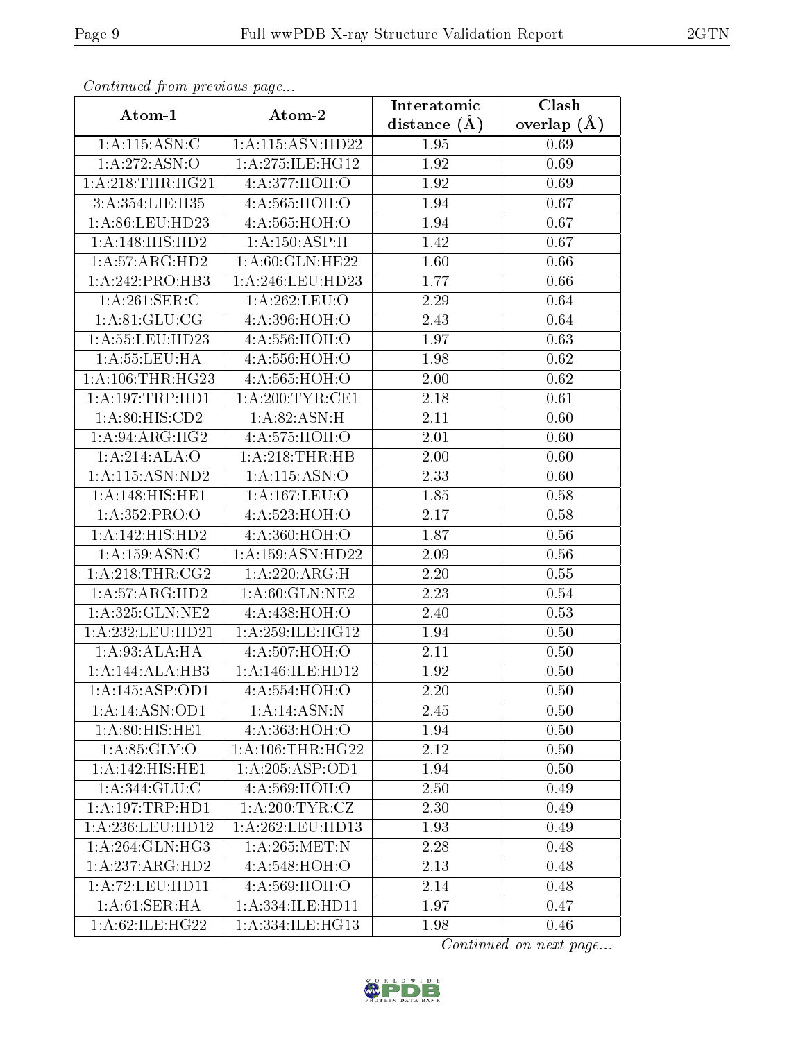*Continued from previous page...*

| Atom-1 | Atom-2 | Interatomic distance (Å) | Clash overlap (Å) |
|---|---|---|---|
| 1:A:115:ASN:C | 1:A:115:ASN:HD22 | 1.95 | 0.69 |
| 1:A:272:ASN:O | 1:A:275:ILE:HG12 | 1.92 | 0.69 |
| 1:A:218:THR:HG21 | 4:A:377:HOH:O | 1.92 | 0.69 |
| 3:A:354:LIE:H35 | 4:A:565:HOH:O | 1.94 | 0.67 |
| 1:A:86:LEU:HD23 | 4:A:565:HOH:O | 1.94 | 0.67 |
| 1:A:148:HIS:HD2 | 1:A:150:ASP:H | 1.42 | 0.67 |
| 1:A:57:ARG:HD2 | 1:A:60:GLN:HE22 | 1.60 | 0.66 |
| 1:A:242:PRO:HB3 | 1:A:246:LEU:HD23 | 1.77 | 0.66 |
| 1:A:261:SER:C | 1:A:262:LEU:O | 2.29 | 0.64 |
| 1:A:81:GLU:CG | 4:A:396:HOH:O | 2.43 | 0.64 |
| 1:A:55:LEU:HD23 | 4:A:556:HOH:O | 1.97 | 0.63 |
| 1:A:55:LEU:HA | 4:A:556:HOH:O | 1.98 | 0.62 |
| 1:A:106:THR:HG23 | 4:A:565:HOH:O | 2.00 | 0.62 |
| 1:A:197:TRP:HD1 | 1:A:200:TYR:CE1 | 2.18 | 0.61 |
| 1:A:80:HIS:CD2 | 1:A:82:ASN:H | 2.11 | 0.60 |
| 1:A:94:ARG:HG2 | 4:A:575:HOH:O | 2.01 | 0.60 |
| 1:A:214:ALA:O | 1:A:218:THR:HB | 2.00 | 0.60 |
| 1:A:115:ASN:ND2 | 1:A:115:ASN:O | 2.33 | 0.60 |
| 1:A:148:HIS:HE1 | 1:A:167:LEU:O | 1.85 | 0.58 |
| 1:A:352:PRO:O | 4:A:523:HOH:O | 2.17 | 0.58 |
| 1:A:142:HIS:HD2 | 4:A:360:HOH:O | 1.87 | 0.56 |
| 1:A:159:ASN:C | 1:A:159:ASN:HD22 | 2.09 | 0.56 |
| 1:A:218:THR:CG2 | 1:A:220:ARG:H | 2.20 | 0.55 |
| 1:A:57:ARG:HD2 | 1:A:60:GLN:NE2 | 2.23 | 0.54 |
| 1:A:325:GLN:NE2 | 4:A:438:HOH:O | 2.40 | 0.53 |
| 1:A:232:LEU:HD21 | 1:A:259:ILE:HG12 | 1.94 | 0.50 |
| 1:A:93:ALA:HA | 4:A:507:HOH:O | 2.11 | 0.50 |
| 1:A:144:ALA:HB3 | 1:A:146:ILE:HD12 | 1.92 | 0.50 |
| 1:A:145:ASP:OD1 | 4:A:554:HOH:O | 2.20 | 0.50 |
| 1:A:14:ASN:OD1 | 1:A:14:ASN:N | 2.45 | 0.50 |
| 1:A:80:HIS:HE1 | 4:A:363:HOH:O | 1.94 | 0.50 |
| 1:A:85:GLY:O | 1:A:106:THR:HG22 | 2.12 | 0.50 |
| 1:A:142:HIS:HE1 | 1:A:205:ASP:OD1 | 1.94 | 0.50 |
| 1:A:344:GLU:C | 4:A:569:HOH:O | 2.50 | 0.49 |
| 1:A:197:TRP:HD1 | 1:A:200:TYR:CZ | 2.30 | 0.49 |
| 1:A:236:LEU:HD12 | 1:A:262:LEU:HD13 | 1.93 | 0.49 |
| 1:A:264:GLN:HG3 | 1:A:265:MET:N | 2.28 | 0.48 |
| 1:A:237:ARG:HD2 | 4:A:548:HOH:O | 2.13 | 0.48 |
| 1:A:72:LEU:HD11 | 4:A:569:HOH:O | 2.14 | 0.48 |
| 1:A:61:SER:HA | 1:A:334:ILE:HD11 | 1.97 | 0.47 |
| 1:A:62:ILE:HG22 | 1:A:334:ILE:HG13 | 1.98 | 0.46 |

*Continued on next page...*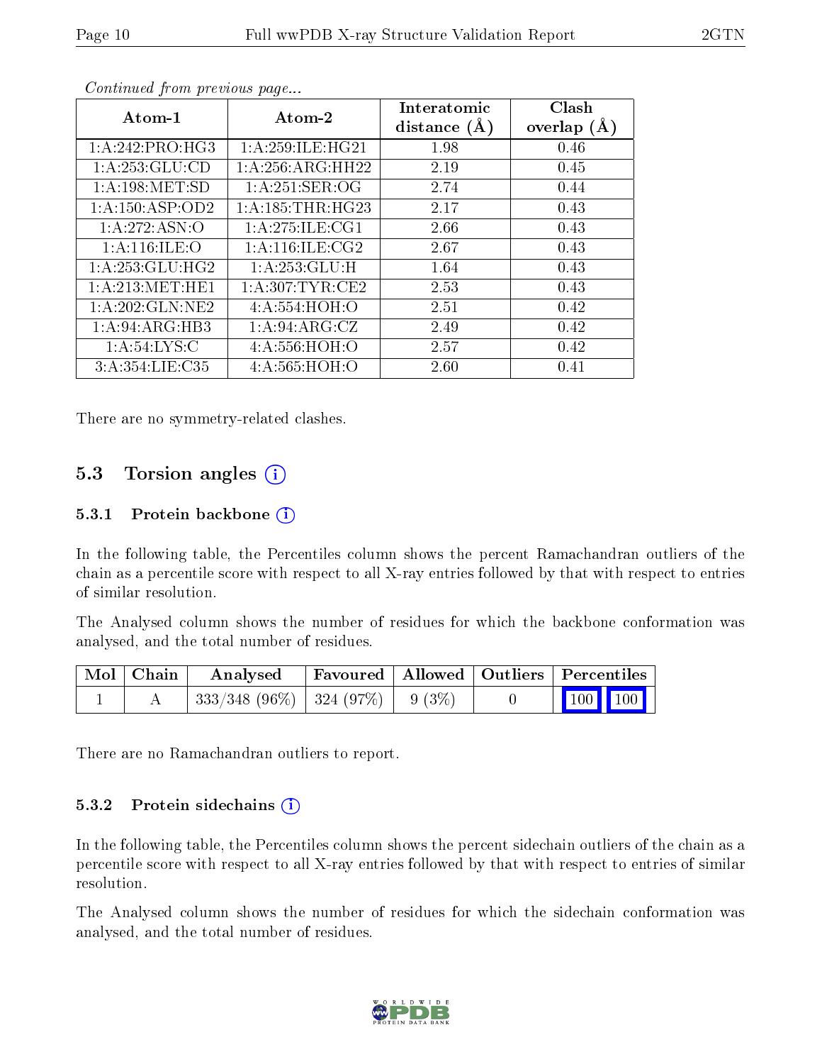*Continued from previous page...*

| Atom-1 | Atom-2 | Interatomic distance (Å) | Clash overlap (Å) |
|---|---|---|---|
| 1:A:242:PRO:HG3 | 1:A:259:ILE:HG21 | 1.98 | 0.46 |
| 1:A:253:GLU:CD | 1:A:256:ARG:HH22 | 2.19 | 0.45 |
| 1:A:198:MET:SD | 1:A:251:SER:OG | 2.74 | 0.44 |
| 1:A:150:ASP:OD2 | 1:A:185:THR:HG23 | 2.17 | 0.43 |
| 1:A:272:ASN:O | 1:A:275:ILE:CG1 | 2.66 | 0.43 |
| 1:A:116:ILE:O | 1:A:116:ILE:CG2 | 2.67 | 0.43 |
| 1:A:253:GLU:HG2 | 1:A:253:GLU:H | 1.64 | 0.43 |
| 1:A:213:MET:HE1 | 1:A:307:TYR:CE2 | 2.53 | 0.43 |
| 1:A:202:GLN:NE2 | 4:A:554:HOH:O | 2.51 | 0.42 |
| 1:A:94:ARG:HB3 | 1:A:94:ARG:CZ | 2.49 | 0.42 |
| 1:A:54:LYS:C | 4:A:556:HOH:O | 2.57 | 0.42 |
| 3:A:354:LIE:C35 | 4:A:565:HOH:O | 2.60 | 0.41 |

There are no symmetry-related clashes.

## 5.3 Torsion angles

### 5.3.1 Protein backbone

In the following table, the Percentiles column shows the percent Ramachandran outliers of the chain as a percentile score with respect to all X-ray entries followed by that with respect to entries of similar resolution.

The Analysed column shows the number of residues for which the backbone conformation was analysed, and the total number of residues.

| Mol | Chain | Analysed | Favoured | Allowed | Outliers | Percentiles | |
|---|---|---|---|---|---|---|---|
| 1 | A | 333/348 (96%) | 324 (97%) | 9 (3%) | 0 | 100 | 100 |

There are no Ramachandran outliers to report.

### 5.3.2 Protein sidechains

In the following table, the Percentiles column shows the percent sidechain outliers of the chain as a percentile score with respect to all X-ray entries followed by that with respect to entries of similar resolution.

The Analysed column shows the number of residues for which the sidechain conformation was analysed, and the total number of residues.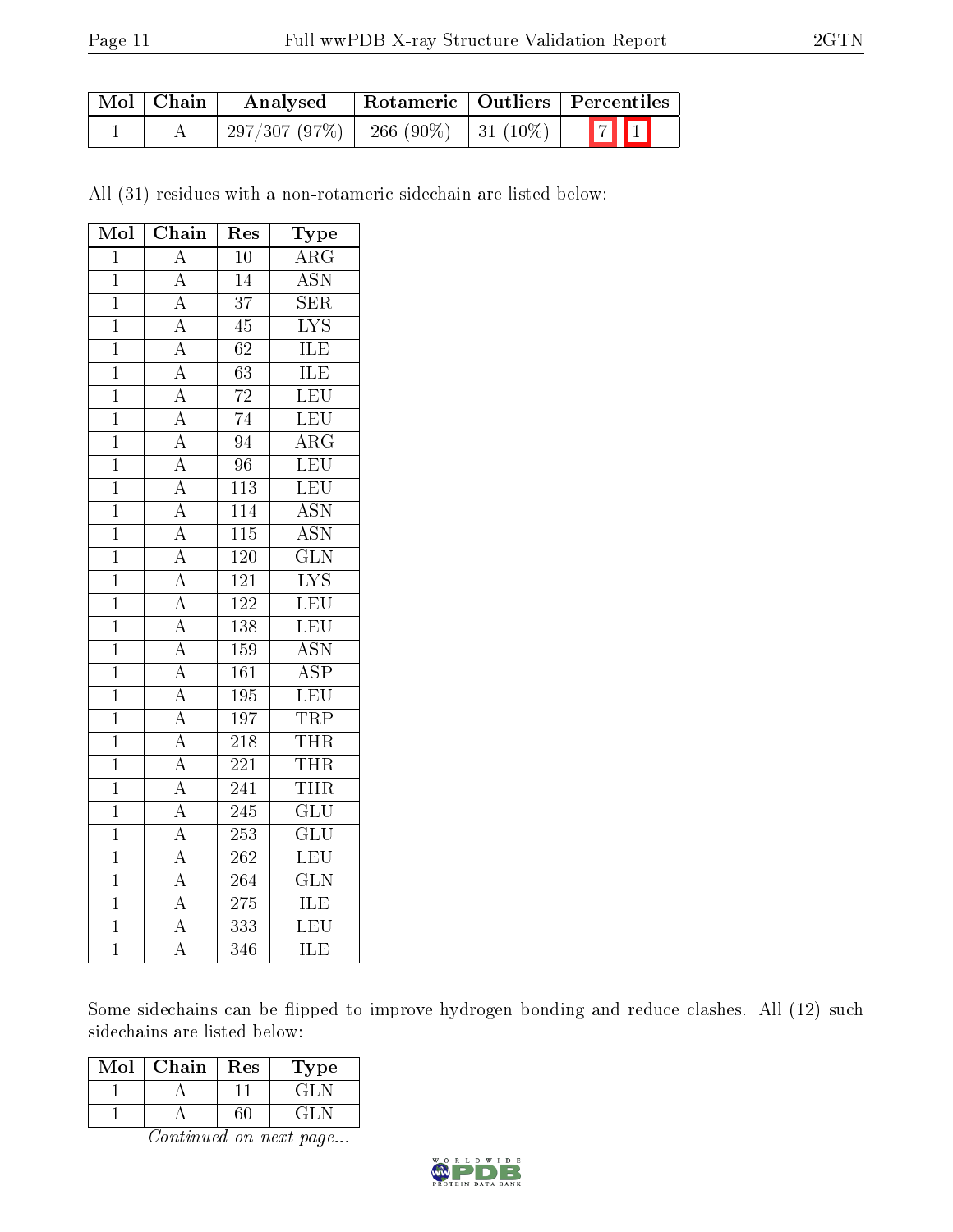| Mol | Chain | Analysed | Rotameric | Outliers | Percentiles | |
|---|---|---|---|---|---|---|
| 1 | A | 297/307 (97%) | 266 (90%) | 31 (10%) | 7 | 1 |

All (31) residues with a non-rotameric sidechain are listed below:

| Mol | Chain | Res | Type |
|---|---|---|---|
| 1 | A | 10 | ARG |
| 1 | A | 14 | ASN |
| 1 | A | 37 | SER |
| 1 | A | 45 | LYS |
| 1 | A | 62 | ILE |
| 1 | A | 63 | ILE |
| 1 | A | 72 | LEU |
| 1 | A | 74 | LEU |
| 1 | A | 94 | ARG |
| 1 | A | 96 | LEU |
| 1 | A | 113 | LEU |
| 1 | A | 114 | ASN |
| 1 | A | 115 | ASN |
| 1 | A | 120 | GLN |
| 1 | A | 121 | LYS |
| 1 | A | 122 | LEU |
| 1 | A | 138 | LEU |
| 1 | A | 159 | ASN |
| 1 | A | 161 | ASP |
| 1 | A | 195 | LEU |
| 1 | A | 197 | TRP |
| 1 | A | 218 | THR |
| 1 | A | 221 | THR |
| 1 | A | 241 | THR |
| 1 | A | 245 | GLU |
| 1 | A | 253 | GLU |
| 1 | A | 262 | LEU |
| 1 | A | 264 | GLN |
| 1 | A | 275 | ILE |
| 1 | A | 333 | LEU |
| 1 | A | 346 | ILE |

Some sidechains can be flipped to improve hydrogen bonding and reduce clashes. All (12) such sidechains are listed below:

| Mol | Chain | Res | Type |
|---|---|---|---|
| 1 | A | 11 | GLN |
| 1 | A | 60 | GLN |

*Continued on next page...*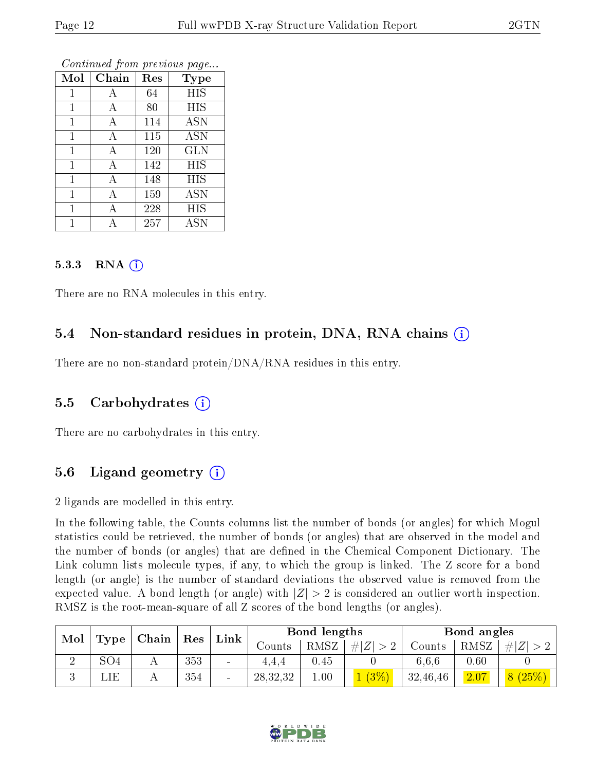*Continued from previous page...*

| Mol | Chain | Res | Type |
|---|---|---|---|
| 1 | A | 64 | HIS |
| 1 | A | 80 | HIS |
| 1 | A | 114 | ASN |
| 1 | A | 115 | ASN |
| 1 | A | 120 | GLN |
| 1 | A | 142 | HIS |
| 1 | A | 148 | HIS |
| 1 | A | 159 | ASN |
| 1 | A | 228 | HIS |
| 1 | A | 257 | ASN |

#### 5.3.3 RNA (i)

There are no RNA molecules in this entry.

### 5.4 Non-standard residues in protein, DNA, RNA chains (i)

There are no non-standard protein/DNA/RNA residues in this entry.

### 5.5 Carbohydrates (i)

There are no carbohydrates in this entry.

### 5.6 Ligand geometry (i)

2 ligands are modelled in this entry.

In the following table, the Counts columns list the number of bonds (or angles) for which Mogul statistics could be retrieved, the number of bonds (or angles) that are observed in the model and the number of bonds (or angles) that are defined in the Chemical Component Dictionary. The Link column lists molecule types, if any, to which the group is linked. The Z score for a bond length (or angle) is the number of standard deviations the observed value is removed from the expected value. A bond length (or angle) with $|Z| > 2$ is considered an outlier worth inspection. RMSZ is the root-mean-square of all Z scores of the bond lengths (or angles).

| Mol | Type | Chain | Res | Link | Bond lengths | | | Bond angles | | |
|---|---|---|---|---|---|---|---|---|---|---|
| | | | | | Counts | RMSZ | $\#\|Z\| > 2$ | Counts | RMSZ | $\#\|Z\| > 2$ |
| 2 | SO4 | A | 353 | - | 4,4,4 | 0.45 | 0 | 6,6,6 | 0.60 | 0 |
| 3 | LIE | A | 354 | - | 28,32,32 | 1.00 | 1 (3%) | 32,46,46 | 2.07 | 8 (25%) |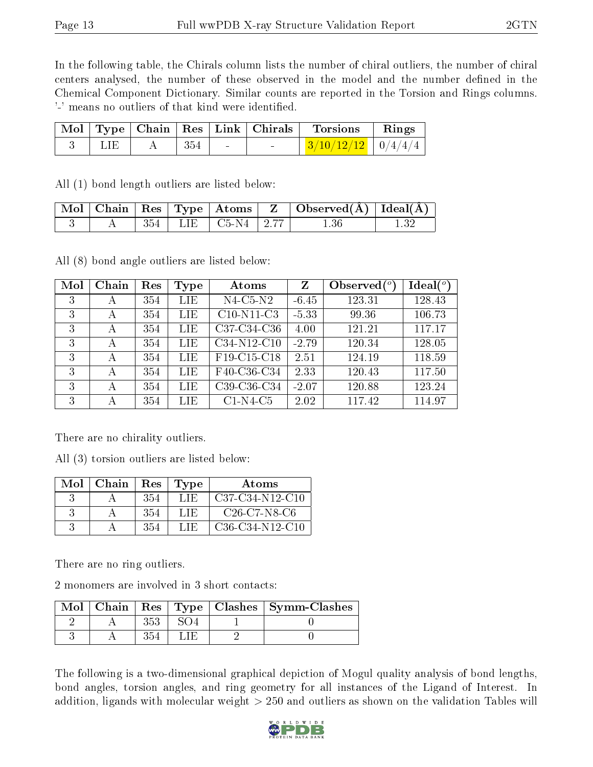In the following table, the Chirals column lists the number of chiral outliers, the number of chiral centers analysed, the number of these observed in the model and the number defined in the Chemical Component Dictionary. Similar counts are reported in the Torsion and Rings columns. '-' means no outliers of that kind were identified.

| Mol | Type | Chain | Res | Link | Chirals | Torsions | Rings |
|---|---|---|---|---|---|---|---|
| 3 | LIE | A | 354 | - | - | 3/10/12/12 | 0/4/4/4 |

All (1) bond length outliers are listed below:

| Mol | Chain | Res | Type | Atoms | Z | Observed(Å) | Ideal(Å) |
|---|---|---|---|---|---|---|---|
| 3 | A | 354 | LIE | C5-N4 | 2.77 | 1.36 | 1.32 |

All (8) bond angle outliers are listed below:

| Mol | Chain | Res | Type | Atoms | Z | Observed(°) | Ideal(°) |
|---|---|---|---|---|---|---|---|
| 3 | A | 354 | LIE | N4-C5-N2 | -6.45 | 123.31 | 128.43 |
| 3 | A | 354 | LIE | C10-N11-C3 | -5.33 | 99.36 | 106.73 |
| 3 | A | 354 | LIE | C37-C34-C36 | 4.00 | 121.21 | 117.17 |
| 3 | A | 354 | LIE | C34-N12-C10 | -2.79 | 120.34 | 128.05 |
| 3 | A | 354 | LIE | F19-C15-C18 | 2.51 | 124.19 | 118.59 |
| 3 | A | 354 | LIE | F40-C36-C34 | 2.33 | 120.43 | 117.50 |
| 3 | A | 354 | LIE | C39-C36-C34 | -2.07 | 120.88 | 123.24 |
| 3 | A | 354 | LIE | C1-N4-C5 | 2.02 | 117.42 | 114.97 |

There are no chirality outliers.

All (3) torsion outliers are listed below:

| Mol | Chain | Res | Type | Atoms |
|---|---|---|---|---|
| 3 | A | 354 | LIE | C37-C34-N12-C10 |
| 3 | A | 354 | LIE | C26-C7-N8-C6 |
| 3 | A | 354 | LIE | C36-C34-N12-C10 |

There are no ring outliers.

2 monomers are involved in 3 short contacts:

| Mol | Chain | Res | Type | Clashes | Symm-Clashes |
|---|---|---|---|---|---|
| 2 | A | 353 | SO4 | 1 | 0 |
| 3 | A | 354 | LIE | 2 | 0 |

The following is a two-dimensional graphical depiction of Mogul quality analysis of bond lengths, bond angles, torsion angles, and ring geometry for all instances of the Ligand of Interest. In addition, ligands with molecular weight > 250 and outliers as shown on the validation Tables will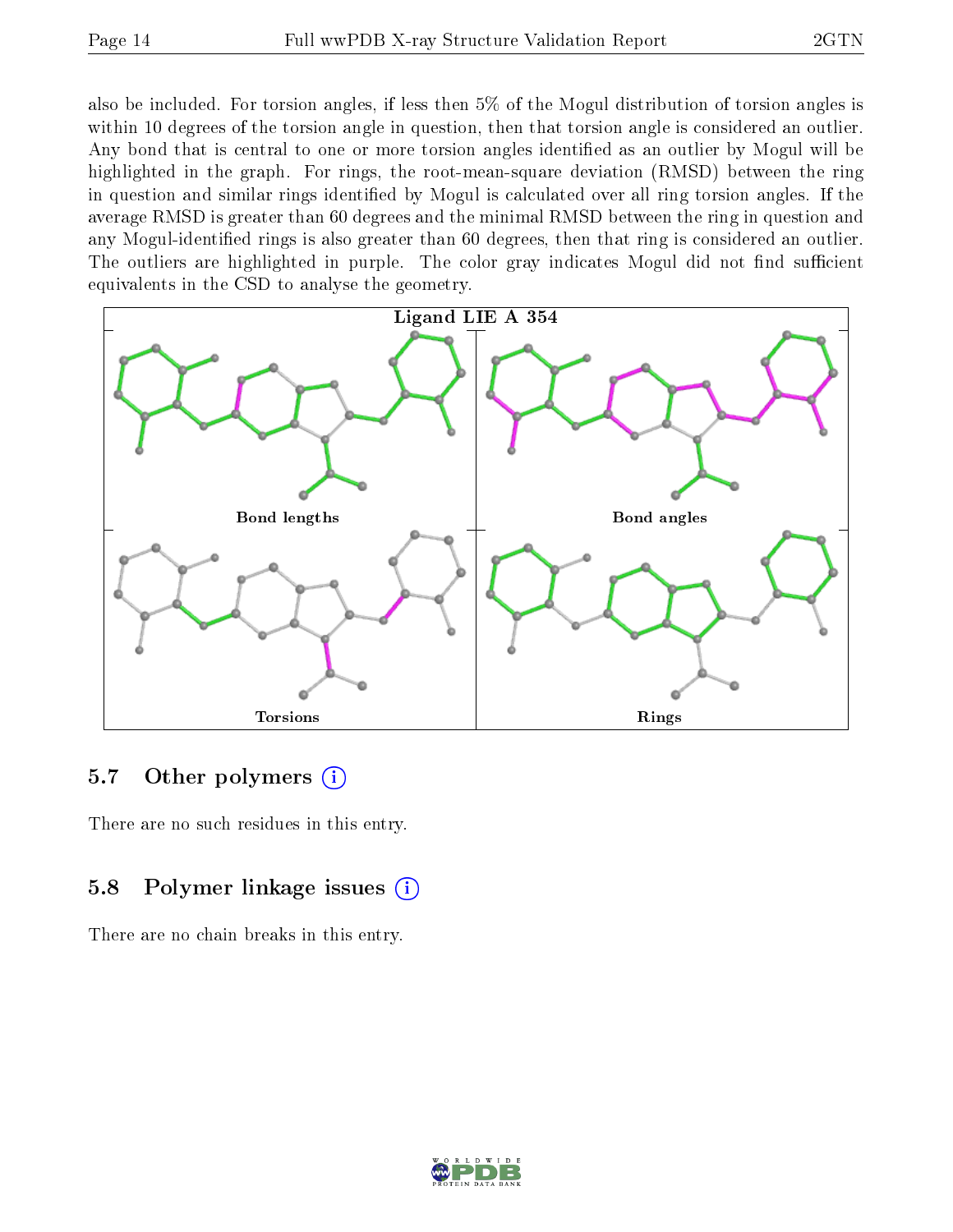also be included. For torsion angles, if less then 5% of the Mogul distribution of torsion angles is within 10 degrees of the torsion angle in question, then that torsion angle is considered an outlier. Any bond that is central to one or more torsion angles identified as an outlier by Mogul will be highlighted in the graph. For rings, the root-mean-square deviation (RMSD) between the ring in question and similar rings identified by Mogul is calculated over all ring torsion angles. If the average RMSD is greater than 60 degrees and the minimal RMSD between the ring in question and any Mogul-identified rings is also greater than 60 degrees, then that ring is considered an outlier. The outliers are highlighted in purple. The color gray indicates Mogul did not find sufficient equivalents in the CSD to analyse the geometry.

Ligand LIE A 354

Bond lengths

Bond angles

Torsions

Rings

### 5.7 Other polymers

There are no such residues in this entry.

### 5.8 Polymer linkage issues

There are no chain breaks in this entry.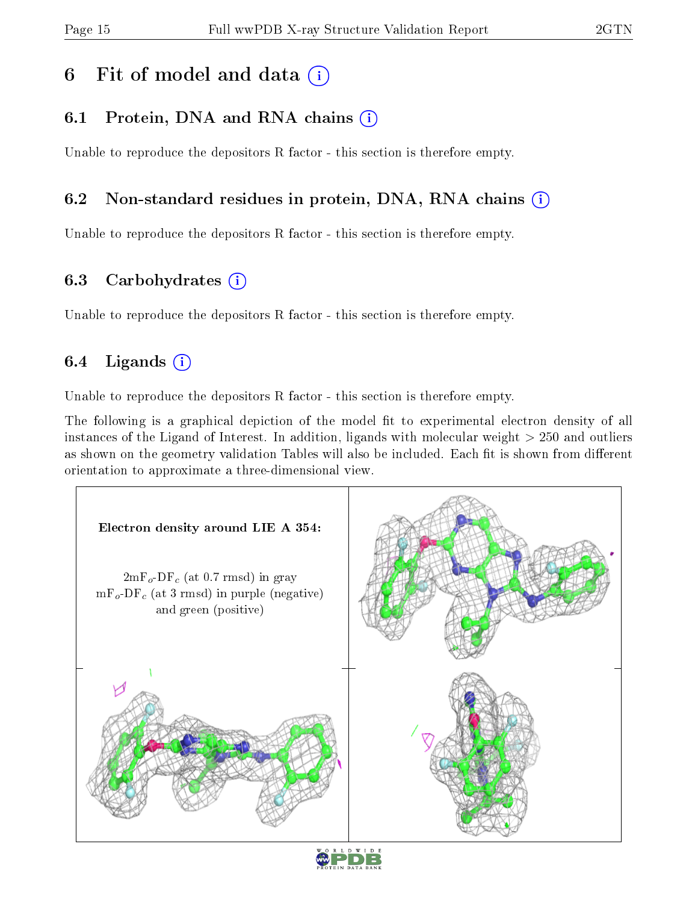# 6 Fit of model and data

## 6.1 Protein, DNA and RNA chains

Unable to reproduce the depositors R factor - this section is therefore empty.

## 6.2 Non-standard residues in protein, DNA, RNA chains

Unable to reproduce the depositors R factor - this section is therefore empty.

## 6.3 Carbohydrates

Unable to reproduce the depositors R factor - this section is therefore empty.

## 6.4 Ligands

Unable to reproduce the depositors R factor - this section is therefore empty.

The following is a graphical depiction of the model fit to experimental electron density of all instances of the Ligand of Interest. In addition, ligands with molecular weight > 250 and outliers as shown on the geometry validation Tables will also be included. Each fit is shown from different orientation to approximate a three-dimensional view.

**Electron density around LIE A 354:**

$2mF_o$-$DF_c$ (at 0.7 rmsd) in gray
$mF_o$-$DF_c$ (at 3 rmsd) in purple (negative) and green (positive)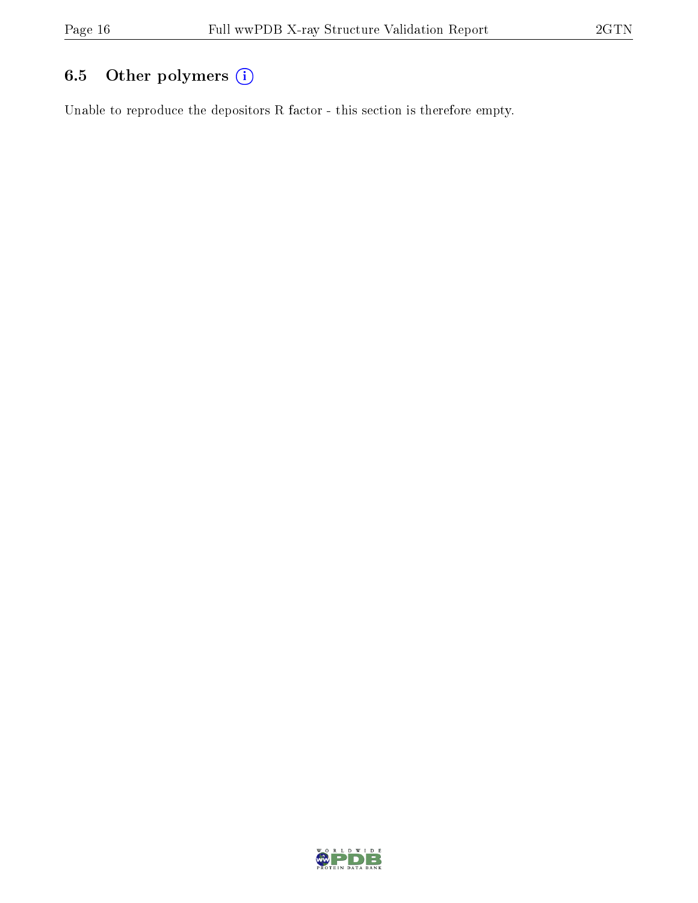## 6.5 Other polymers

Unable to reproduce the depositors R factor - this section is therefore empty.